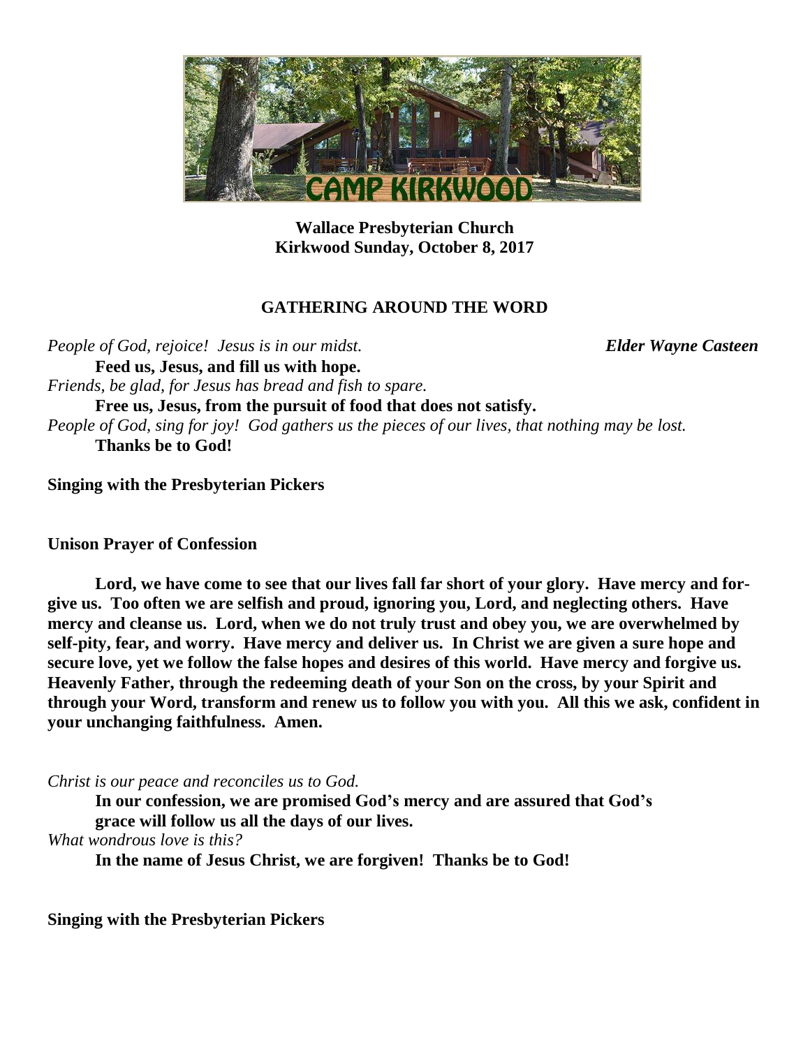**Wallace Presbyterian Church**
**Kirkwood Sunday, October 8, 2017**

## GATHERING AROUND THE WORD

*People of God, rejoice! Jesus is in our midst.* ***Elder Wayne Casteen***

**Feed us, Jesus, and fill us with hope.**

*Friends, be glad, for Jesus has bread and fish to spare.*

**Free us, Jesus, from the pursuit of food that does not satisfy.**

*People of God, sing for joy! God gathers us the pieces of our lives, that nothing may be lost.*

**Thanks be to God!**

**Singing with the Presbyterian Pickers**

**Unison Prayer of Confession**

**Lord, we have come to see that our lives fall far short of your glory. Have mercy and forgive us. Too often we are selfish and proud, ignoring you, Lord, and neglecting others. Have mercy and cleanse us. Lord, when we do not truly trust and obey you, we are overwhelmed by self-pity, fear, and worry. Have mercy and deliver us. In Christ we are given a sure hope and secure love, yet we follow the false hopes and desires of this world. Have mercy and forgive us. Heavenly Father, through the redeeming death of your Son on the cross, by your Spirit and through your Word, transform and renew us to follow you with you. All this we ask, confident in your unchanging faithfulness. Amen.**

*Christ is our peace and reconciles us to God.*

**In our confession, we are promised God's mercy and are assured that God's grace will follow us all the days of our lives.**

*What wondrous love is this?*

**In the name of Jesus Christ, we are forgiven! Thanks be to God!**

**Singing with the Presbyterian Pickers**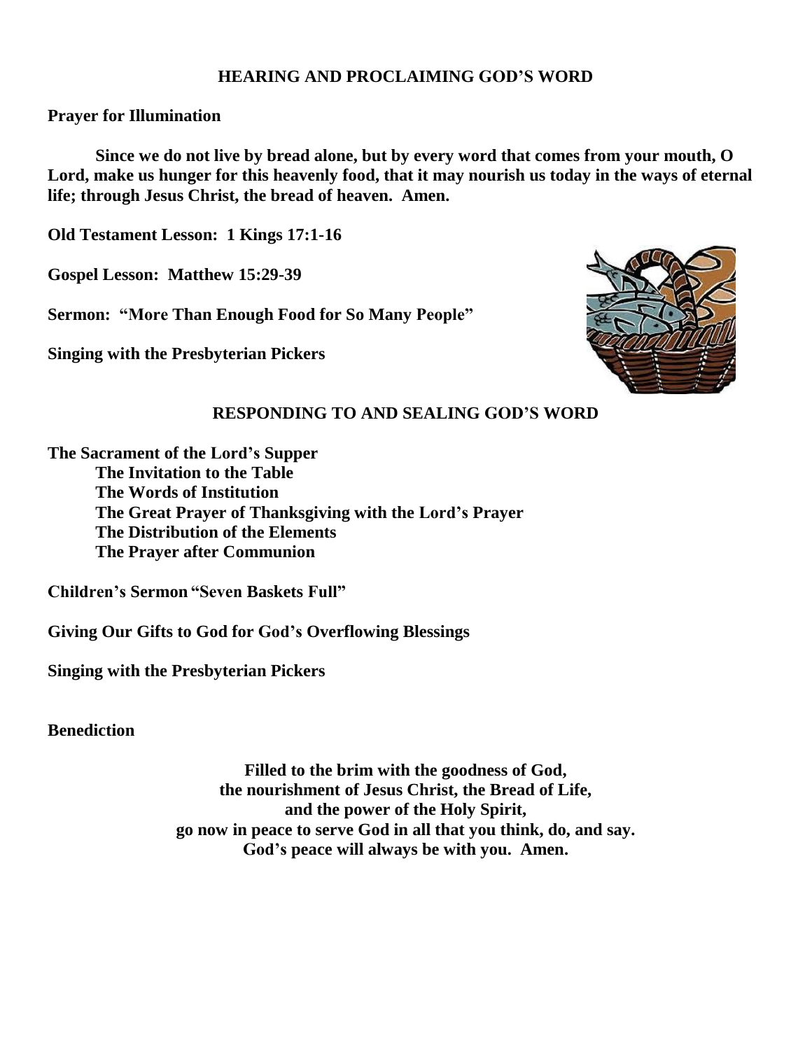## HEARING AND PROCLAIMING GOD'S WORD

**Prayer for Illumination**

**Since we do not live by bread alone, but by every word that comes from your mouth, O Lord, make us hunger for this heavenly food, that it may nourish us today in the ways of eternal life; through Jesus Christ, the bread of heaven. Amen.**

**Old Testament Lesson: 1 Kings 17:1-16**

**Gospel Lesson: Matthew 15:29-39**

**Sermon: "More Than Enough Food for So Many People"**

**Singing with the Presbyterian Pickers**

## RESPONDING TO AND SEALING GOD'S WORD

**The Sacrament of the Lord's Supper**

- **The Invitation to the Table**
- **The Words of Institution**
- **The Great Prayer of Thanksgiving with the Lord's Prayer**
- **The Distribution of the Elements**
- **The Prayer after Communion**

**Children's Sermon "Seven Baskets Full"**

**Giving Our Gifts to God for God's Overflowing Blessings**

**Singing with the Presbyterian Pickers**

**Benediction**

**Filled to the brim with the goodness of God,**
**the nourishment of Jesus Christ, the Bread of Life,**
**and the power of the Holy Spirit,**
**go now in peace to serve God in all that you think, do, and say.**
**God's peace will always be with you. Amen.**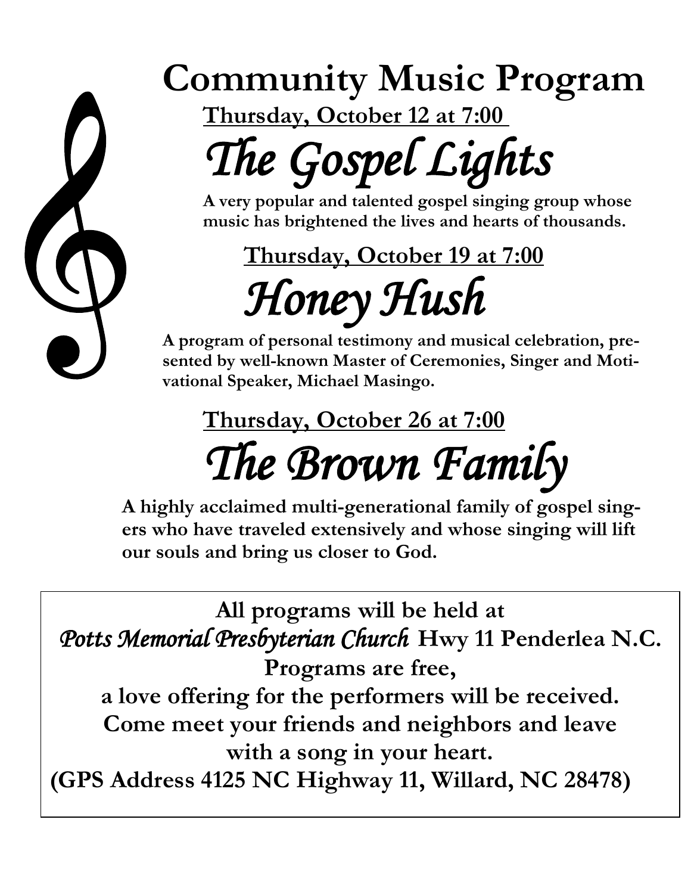# Community Music Program

**Thursday, October 12 at 7:00**

## *The Gospel Lights*

**A very popular and talented gospel singing group whose music has brightened the lives and hearts of thousands.**

**Thursday, October 19 at 7:00**

## *Honey Hush*

**A program of personal testimony and musical celebration, presented by well-known Master of Ceremonies, Singer and Motivational Speaker, Michael Masingo.**

**Thursday, October 26 at 7:00**

## *The Brown Family*

**A highly acclaimed multi-generational family of gospel singers who have traveled extensively and whose singing will lift our souls and bring us closer to God.**

**All programs will be held at**
***Potts Memorial Presbyterian Church* Hwy 11 Penderlea N.C.**
**Programs are free,**
**a love offering for the performers will be received.**
**Come meet your friends and neighbors and leave with a song in your heart.**
**(GPS Address 4125 NC Highway 11, Willard, NC 28478)**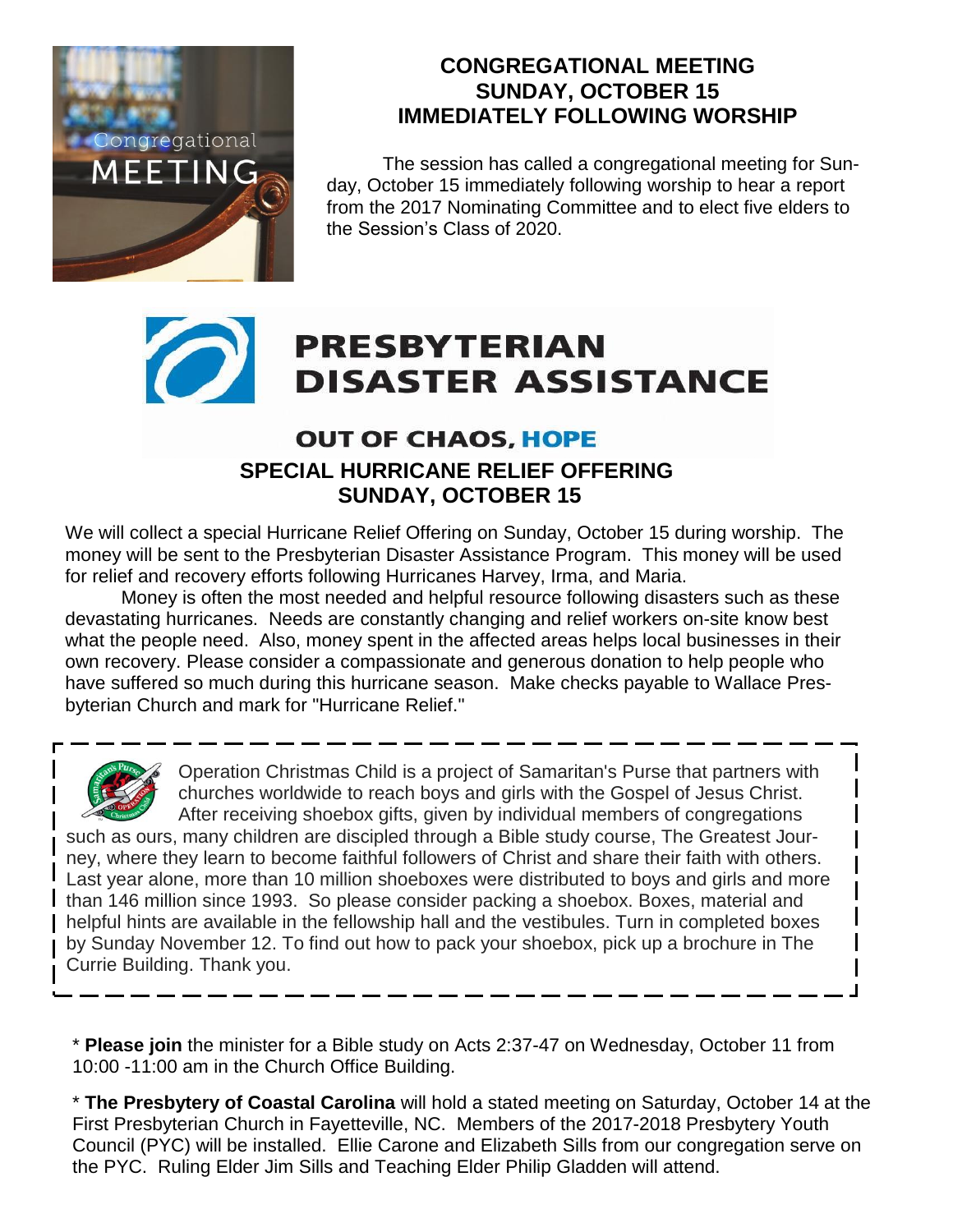## CONGREGATIONAL MEETING
## SUNDAY, OCTOBER 15
## IMMEDIATELY FOLLOWING WORSHIP

The session has called a congregational meeting for Sunday, October 15 immediately following worship to hear a report from the 2017 Nominating Committee and to elect five elders to the Session's Class of 2020.

# PRESBYTERIAN DISASTER ASSISTANCE

**OUT OF CHAOS, HOPE**

## SPECIAL HURRICANE RELIEF OFFERING
## SUNDAY, OCTOBER 15

We will collect a special Hurricane Relief Offering on Sunday, October 15 during worship. The money will be sent to the Presbyterian Disaster Assistance Program. This money will be used for relief and recovery efforts following Hurricanes Harvey, Irma, and Maria.

Money is often the most needed and helpful resource following disasters such as these devastating hurricanes. Needs are constantly changing and relief workers on-site know best what the people need. Also, money spent in the affected areas helps local businesses in their own recovery. Please consider a compassionate and generous donation to help people who have suffered so much during this hurricane season. Make checks payable to Wallace Presbyterian Church and mark for "Hurricane Relief."

Operation Christmas Child is a project of Samaritan's Purse that partners with churches worldwide to reach boys and girls with the Gospel of Jesus Christ. After receiving shoebox gifts, given by individual members of congregations such as ours, many children are discipled through a Bible study course, The Greatest Journey, where they learn to become faithful followers of Christ and share their faith with others. Last year alone, more than 10 million shoeboxes were distributed to boys and girls and more than 146 million since 1993. So please consider packing a shoebox. Boxes, material and helpful hints are available in the fellowship hall and the vestibules. Turn in completed boxes by Sunday November 12. To find out how to pack your shoebox, pick up a brochure in The Currie Building. Thank you.

\* **Please join** the minister for a Bible study on Acts 2:37-47 on Wednesday, October 11 from 10:00 -11:00 am in the Church Office Building.

\* **The Presbytery of Coastal Carolina** will hold a stated meeting on Saturday, October 14 at the First Presbyterian Church in Fayetteville, NC. Members of the 2017-2018 Presbytery Youth Council (PYC) will be installed. Ellie Carone and Elizabeth Sills from our congregation serve on the PYC. Ruling Elder Jim Sills and Teaching Elder Philip Gladden will attend.